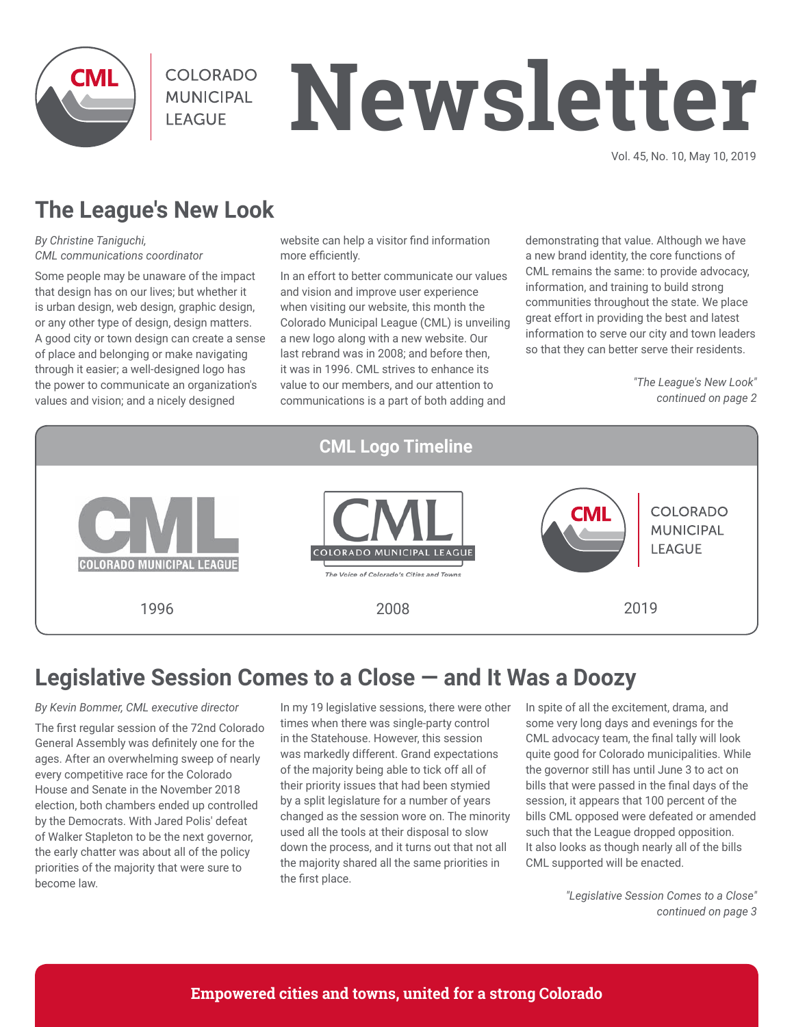# Colorado Municipal League Newsletter

Vol. 45, No. 10, May 10, 2019

## The League's New Look

*By Christine Taniguchi, CML communications coordinator*

Some people may be unaware of the impact that design has on our lives; but whether it is urban design, web design, graphic design, or any other type of design, design matters. A good city or town design can create a sense of place and belonging or make navigating through it easier; a well-designed logo has the power to communicate an organization's values and vision; and a nicely designed website can help a visitor find information more efficiently.

In an effort to better communicate our values and vision and improve user experience when visiting our website, this month the Colorado Municipal League (CML) is unveiling a new logo along with a new website. Our last rebrand was in 2008; and before then, it was in 1996. CML strives to enhance its value to our members, and our attention to communications is a part of both adding and demonstrating that value. Although we have a new brand identity, the core functions of CML remains the same: to provide advocacy, information, and training to build strong communities throughout the state. We place great effort in providing the best and latest information to serve our city and town leaders so that they can better serve their residents.

*"The League's New Look" continued on page 2*

### CML Logo Timeline

| CML — COLORADO MUNICIPAL LEAGUE | CML — COLORADO MUNICIPAL LEAGUE — The Voice of Colorado's Cities and Towns | CML — COLORADO MUNICIPAL LEAGUE |
|---|---|---|
| 1996 | 2008 | 2019 |

## Legislative Session Comes to a Close — and It Was a Doozy

*By Kevin Bommer, CML executive director*

The first regular session of the 72nd Colorado General Assembly was definitely one for the ages. After an overwhelming sweep of nearly every competitive race for the Colorado House and Senate in the November 2018 election, both chambers ended up controlled by the Democrats. With Jared Polis' defeat of Walker Stapleton to be the next governor, the early chatter was about all of the policy priorities of the majority that were sure to become law.

In my 19 legislative sessions, there were other times when there was single-party control in the Statehouse. However, this session was markedly different. Grand expectations of the majority being able to tick off all of their priority issues that had been stymied by a split legislature for a number of years changed as the session wore on. The minority used all the tools at their disposal to slow down the process, and it turns out that not all the majority shared all the same priorities in the first place.

In spite of all the excitement, drama, and some very long days and evenings for the CML advocacy team, the final tally will look quite good for Colorado municipalities. While the governor still has until June 3 to act on bills that were passed in the final days of the session, it appears that 100 percent of the bills CML opposed were defeated or amended such that the League dropped opposition. It also looks as though nearly all of the bills CML supported will be enacted.

*"Legislative Session Comes to a Close" continued on page 3*

**Empowered cities and towns, united for a strong Colorado**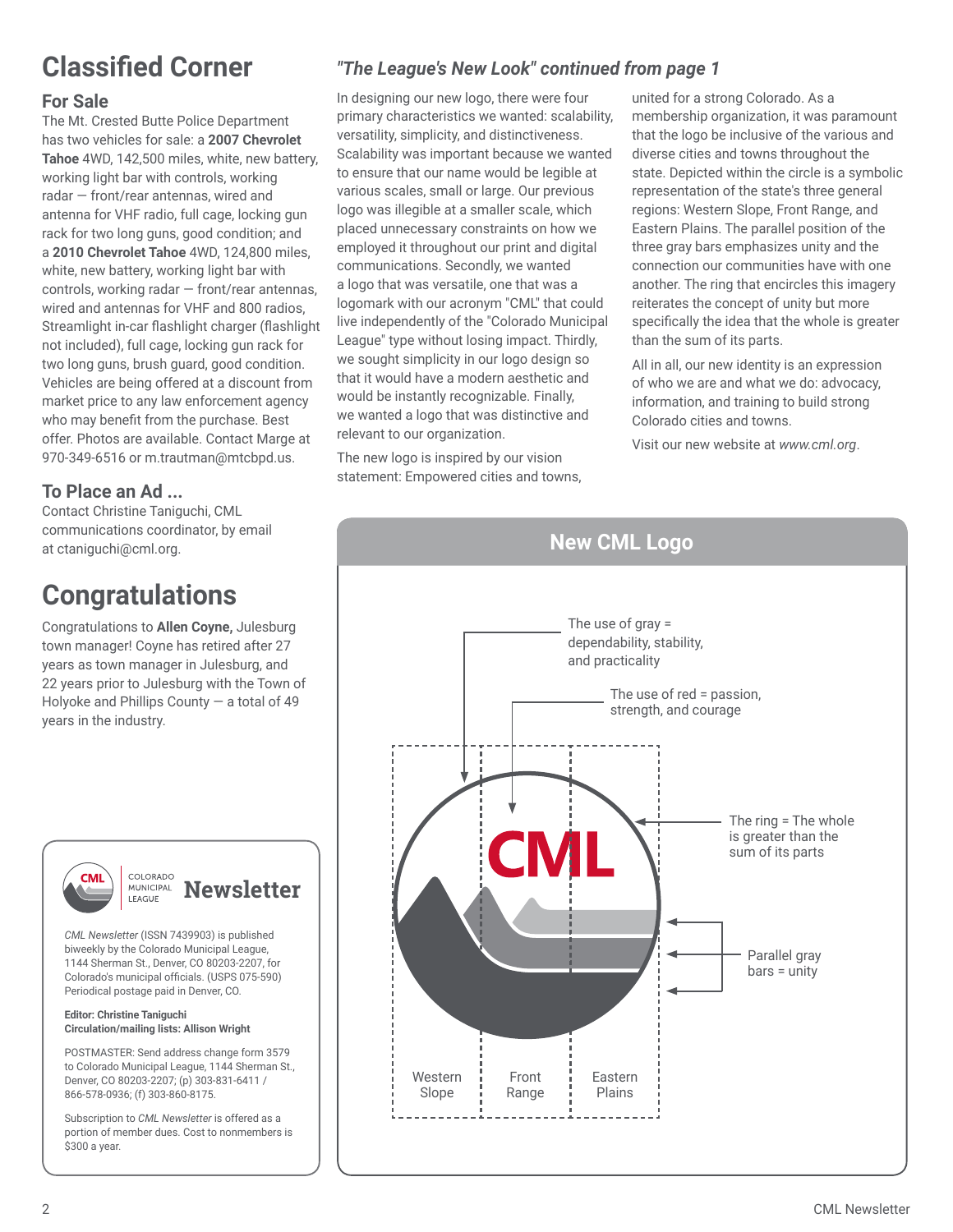# Classified Corner

## For Sale

The Mt. Crested Butte Police Department has two vehicles for sale: a **2007 Chevrolet Tahoe** 4WD, 142,500 miles, white, new battery, working light bar with controls, working radar — front/rear antennas, wired and antenna for VHF radio, full cage, locking gun rack for two long guns, good condition; and a **2010 Chevrolet Tahoe** 4WD, 124,800 miles, white, new battery, working light bar with controls, working radar — front/rear antennas, wired and antennas for VHF and 800 radios, Streamlight in-car flashlight charger (flashlight not included), full cage, locking gun rack for two long guns, brush guard, good condition. Vehicles are being offered at a discount from market price to any law enforcement agency who may benefit from the purchase. Best offer. Photos are available. Contact Marge at 970-349-6516 or m.trautman@mtcbpd.us.

## To Place an Ad ...

Contact Christine Taniguchi, CML communications coordinator, by email at ctaniguchi@cml.org.

# Congratulations

Congratulations to **Allen Coyne,** Julesburg town manager! Coyne has retired after 27 years as town manager in Julesburg, and 22 years prior to Julesburg with the Town of Holyoke and Phillips County — a total of 49 years in the industry.

## *"The League's New Look" continued from page 1*

In designing our new logo, there were four primary characteristics we wanted: scalability, versatility, simplicity, and distinctiveness. Scalability was important because we wanted to ensure that our name would be legible at various scales, small or large. Our previous logo was illegible at a smaller scale, which placed unnecessary constraints on how we employed it throughout our print and digital communications. Secondly, we wanted a logo that was versatile, one that was a logomark with our acronym "CML" that could live independently of the "Colorado Municipal League" type without losing impact. Thirdly, we sought simplicity in our logo design so that it would have a modern aesthetic and would be instantly recognizable. Finally, we wanted a logo that was distinctive and relevant to our organization.

The new logo is inspired by our vision statement: Empowered cities and towns, united for a strong Colorado. As a membership organization, it was paramount that the logo be inclusive of the various and diverse cities and towns throughout the state. Depicted within the circle is a symbolic representation of the state's three general regions: Western Slope, Front Range, and Eastern Plains. The parallel position of the three gray bars emphasizes unity and the connection our communities have with one another. The ring that encircles this imagery reiterates the concept of unity but more specifically the idea that the whole is greater than the sum of its parts.

All in all, our new identity is an expression of who we are and what we do: advocacy, information, and training to build strong Colorado cities and towns.

Visit our new website at *www.cml.org*.

## New CML Logo

- The use of gray = dependability, stability, and practicality
- The use of red = passion, strength, and courage
- The ring = The whole is greater than the sum of its parts
- Parallel gray bars = unity

Western Slope | Front Range | Eastern Plains

---

CML | COLORADO MUNICIPAL LEAGUE | **Newsletter**

*CML Newsletter* (ISSN 7439903) is published biweekly by the Colorado Municipal League, 1144 Sherman St., Denver, CO 80203-2207, for Colorado's municipal officials. (USPS 075-590) Periodical postage paid in Denver, CO.

**Editor: Christine Taniguchi**
**Circulation/mailing lists: Allison Wright**

POSTMASTER: Send address change form 3579 to Colorado Municipal League, 1144 Sherman St., Denver, CO 80203-2207; (p) 303-831-6411 / 866-578-0936; (f) 303-860-8175.

Subscription to *CML Newsletter* is offered as a portion of member dues. Cost to nonmembers is $300 a year.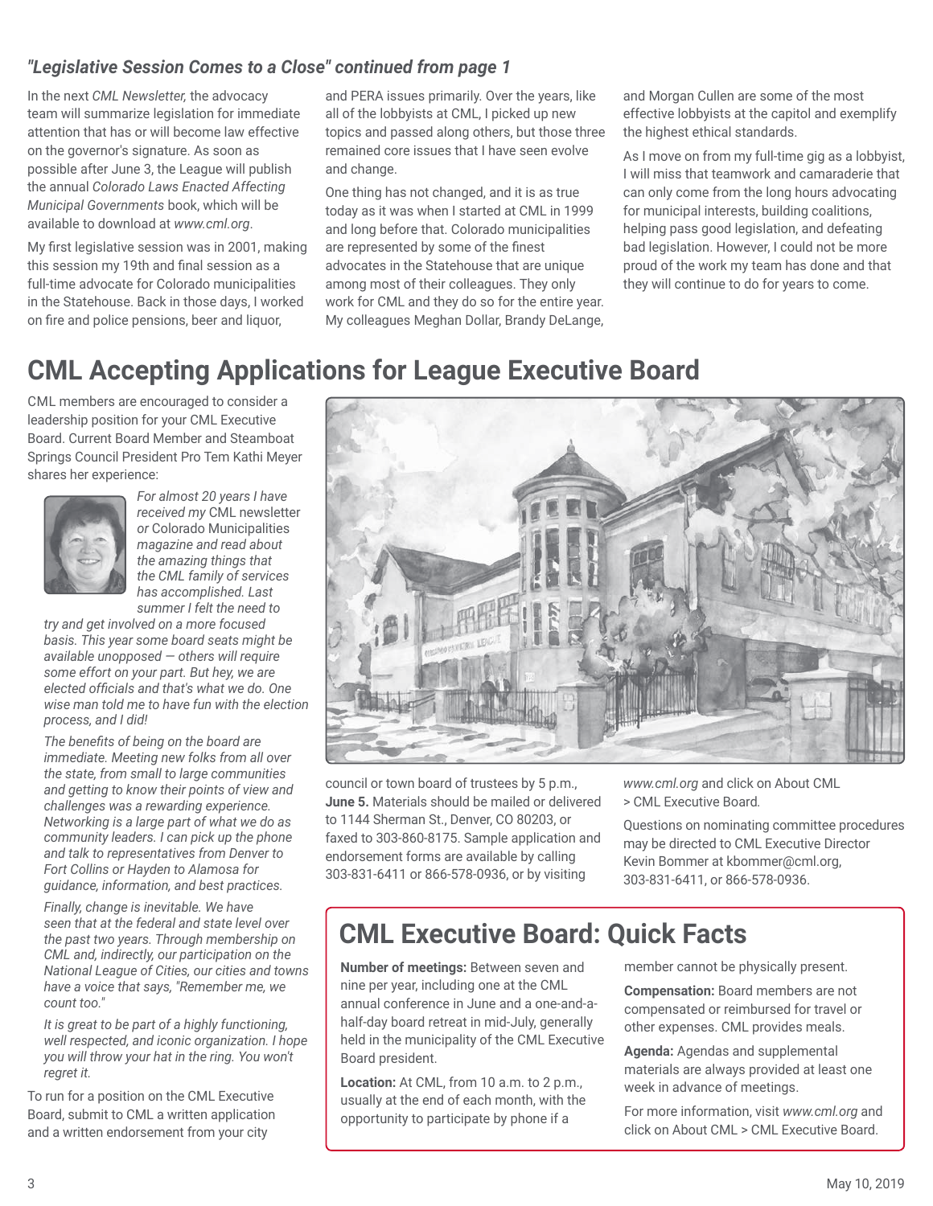### *"Legislative Session Comes to a Close" continued from page 1*

In the next *CML Newsletter,* the advocacy team will summarize legislation for immediate attention that has or will become law effective on the governor's signature. As soon as possible after June 3, the League will publish the annual *Colorado Laws Enacted Affecting Municipal Governments* book, which will be available to download at *www.cml.org*.

My first legislative session was in 2001, making this session my 19th and final session as a full-time advocate for Colorado municipalities in the Statehouse. Back in those days, I worked on fire and police pensions, beer and liquor, and PERA issues primarily. Over the years, like all of the lobbyists at CML, I picked up new topics and passed along others, but those three remained core issues that I have seen evolve and change.

One thing has not changed, and it is as true today as it was when I started at CML in 1999 and long before that. Colorado municipalities are represented by some of the finest advocates in the Statehouse that are unique among most of their colleagues. They only work for CML and they do so for the entire year. My colleagues Meghan Dollar, Brandy DeLange, and Morgan Cullen are some of the most effective lobbyists at the capitol and exemplify the highest ethical standards.

As I move on from my full-time gig as a lobbyist, I will miss that teamwork and camaraderie that can only come from the long hours advocating for municipal interests, building coalitions, helping pass good legislation, and defeating bad legislation. However, I could not be more proud of the work my team has done and that they will continue to do for years to come.

# CML Accepting Applications for League Executive Board

CML members are encouraged to consider a leadership position for your CML Executive Board. Current Board Member and Steamboat Springs Council President Pro Tem Kathi Meyer shares her experience:

*For almost 20 years I have received my* CML newsletter *or* Colorado Municipalities *magazine and read about the amazing things that the CML family of services has accomplished. Last summer I felt the need to try and get involved on a more focused basis. This year some board seats might be available unopposed — others will require some effort on your part. But hey, we are elected officials and that's what we do. One wise man told me to have fun with the election process, and I did!*

*The benefits of being on the board are immediate. Meeting new folks from all over the state, from small to large communities and getting to know their points of view and challenges was a rewarding experience. Networking is a large part of what we do as community leaders. I can pick up the phone and talk to representatives from Denver to Fort Collins or Hayden to Alamosa for guidance, information, and best practices.*

*Finally, change is inevitable. We have seen that at the federal and state level over the past two years. Through membership on CML and, indirectly, our participation on the National League of Cities, our cities and towns have a voice that says, "Remember me, we count too."*

*It is great to be part of a highly functioning, well respected, and iconic organization. I hope you will throw your hat in the ring. You won't regret it.*

To run for a position on the CML Executive Board, submit to CML a written application and a written endorsement from your city council or town board of trustees by 5 p.m., **June 5.** Materials should be mailed or delivered to 1144 Sherman St., Denver, CO 80203, or faxed to 303-860-8175. Sample application and endorsement forms are available by calling 303-831-6411 or 866-578-0936, or by visiting *www.cml.org* and click on About CML > CML Executive Board*.*

Questions on nominating committee procedures may be directed to CML Executive Director Kevin Bommer at kbommer@cml.org, 303-831-6411, or 866-578-0936.

## CML Executive Board: Quick Facts

**Number of meetings:** Between seven and nine per year, including one at the CML annual conference in June and a one-and-a-half-day board retreat in mid-July, generally held in the municipality of the CML Executive Board president.

**Location:** At CML, from 10 a.m. to 2 p.m., usually at the end of each month, with the opportunity to participate by phone if a member cannot be physically present.

**Compensation:** Board members are not compensated or reimbursed for travel or other expenses. CML provides meals.

**Agenda:** Agendas and supplemental materials are always provided at least one week in advance of meetings.

For more information, visit *www.cml.org* and click on About CML > CML Executive Board.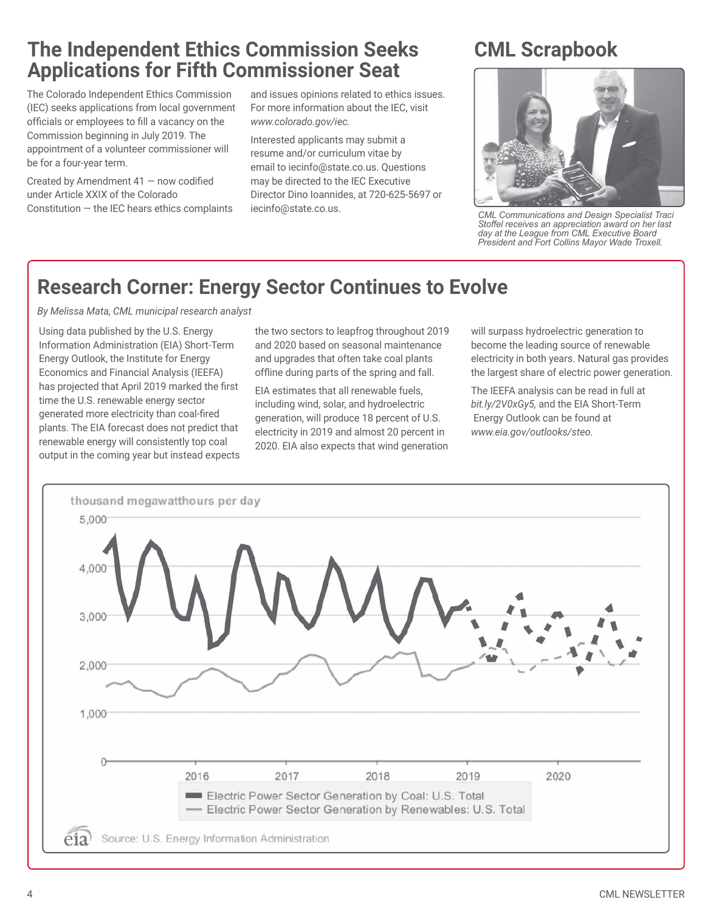# The Independent Ethics Commission Seeks Applications for Fifth Commissioner Seat

The Colorado Independent Ethics Commission (IEC) seeks applications from local government officials or employees to fill a vacancy on the Commission beginning in July 2019. The appointment of a volunteer commissioner will be for a four-year term.

Created by Amendment 41 — now codified under Article XXIX of the Colorado Constitution — the IEC hears ethics complaints and issues opinions related to ethics issues. For more information about the IEC, visit *www.colorado.gov/iec.*

Interested applicants may submit a resume and/or curriculum vitae by email to iecinfo@state.co.us. Questions may be directed to the IEC Executive Director Dino Ioannides, at 720-625-5697 or iecinfo@state.co.us.

# CML Scrapbook

*CML Communications and Design Specialist Traci Stoffel receives an appreciation award on her last day at the League from CML Executive Board President and Fort Collins Mayor Wade Troxell.*

## Research Corner: Energy Sector Continues to Evolve

*By Melissa Mata, CML municipal research analyst*

Using data published by the U.S. Energy Information Administration (EIA) Short-Term Energy Outlook, the Institute for Energy Economics and Financial Analysis (IEEFA) has projected that April 2019 marked the first time the U.S. renewable energy sector generated more electricity than coal-fired plants. The EIA forecast does not predict that renewable energy will consistently top coal output in the coming year but instead expects the two sectors to leapfrog throughout 2019 and 2020 based on seasonal maintenance and upgrades that often take coal plants offline during parts of the spring and fall.

EIA estimates that all renewable fuels, including wind, solar, and hydroelectric generation, will produce 18 percent of U.S. electricity in 2019 and almost 20 percent in 2020. EIA also expects that wind generation will surpass hydroelectric generation to become the leading source of renewable electricity in both years. Natural gas provides the largest share of electric power generation.

The IEEFA analysis can be read in full at *bit.ly/2V0xGy5,* and the EIA Short-Term Energy Outlook can be found at *www.eia.gov/outlooks/steo.*

thousand megawatthours per day

Electric Power Sector Generation by Coal: U.S. Total
Electric Power Sector Generation by Renewables: U.S. Total

Source: U.S. Energy Information Administration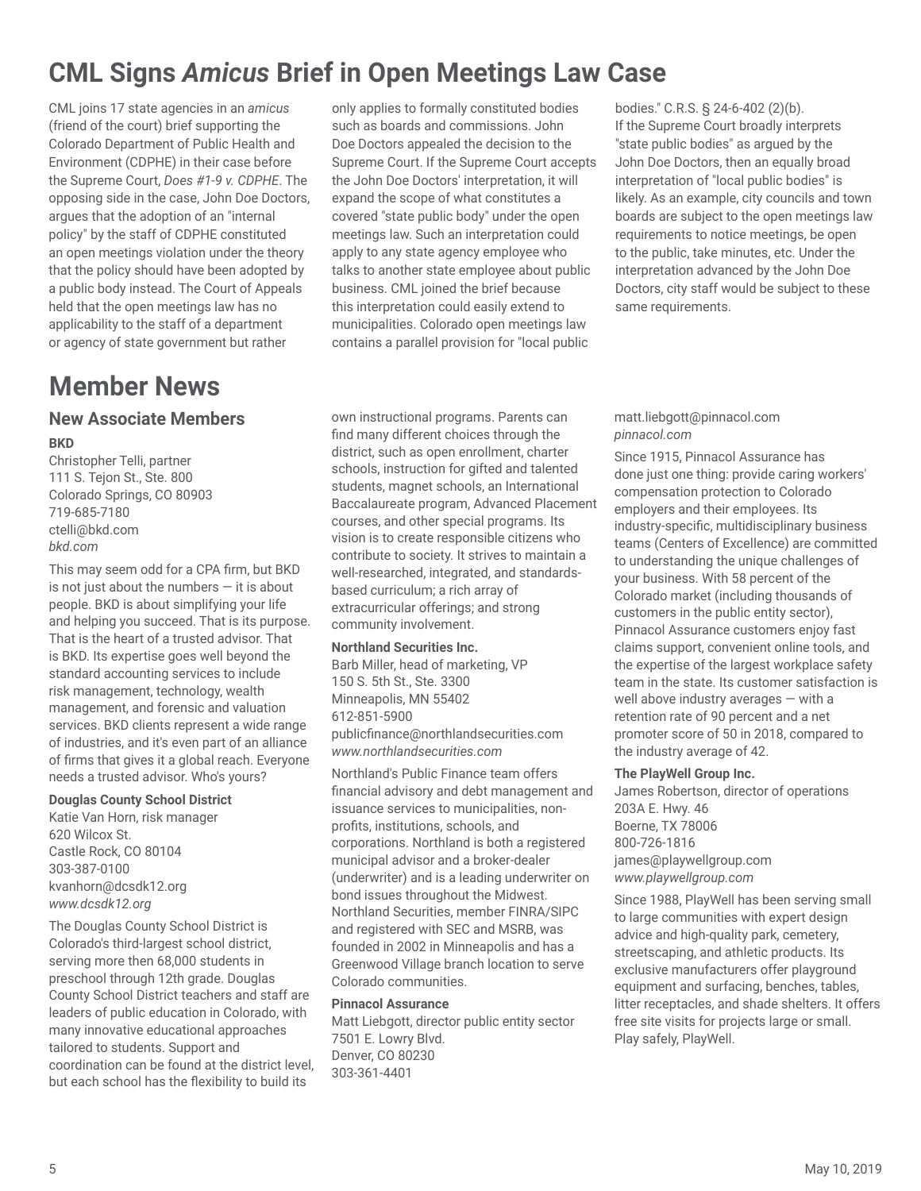# CML Signs *Amicus* Brief in Open Meetings Law Case

CML joins 17 state agencies in an *amicus* (friend of the court) brief supporting the Colorado Department of Public Health and Environment (CDPHE) in their case before the Supreme Court, *Does #1-9 v. CDPHE*. The opposing side in the case, John Doe Doctors, argues that the adoption of an "internal policy" by the staff of CDPHE constituted an open meetings violation under the theory that the policy should have been adopted by a public body instead. The Court of Appeals held that the open meetings law has no applicability to the staff of a department or agency of state government but rather only applies to formally constituted bodies such as boards and commissions. John Doe Doctors appealed the decision to the Supreme Court. If the Supreme Court accepts the John Doe Doctors' interpretation, it will expand the scope of what constitutes a covered "state public body" under the open meetings law. Such an interpretation could apply to any state agency employee who talks to another state employee about public business. CML joined the brief because this interpretation could easily extend to municipalities. Colorado open meetings law contains a parallel provision for "local public bodies." C.R.S. § 24-6-402 (2)(b).

If the Supreme Court broadly interprets "state public bodies" as argued by the John Doe Doctors, then an equally broad interpretation of "local public bodies" is likely. As an example, city councils and town boards are subject to the open meetings law requirements to notice meetings, be open to the public, take minutes, etc. Under the interpretation advanced by the John Doe Doctors, city staff would be subject to these same requirements.

# Member News

## New Associate Members

**BKD**
Christopher Telli, partner
111 S. Tejon St., Ste. 800
Colorado Springs, CO 80903
719-685-7180
ctelli@bkd.com
*bkd.com*

This may seem odd for a CPA firm, but BKD is not just about the numbers — it is about people. BKD is about simplifying your life and helping you succeed. That is its purpose. That is the heart of a trusted advisor. That is BKD. Its expertise goes well beyond the standard accounting services to include risk management, technology, wealth management, and forensic and valuation services. BKD clients represent a wide range of industries, and it's even part of an alliance of firms that gives it a global reach. Everyone needs a trusted advisor. Who's yours?

**Douglas County School District**
Katie Van Horn, risk manager
620 Wilcox St.
Castle Rock, CO 80104
303-387-0100
kvanhorn@dcsdk12.org
*www.dcsdk12.org*

The Douglas County School District is Colorado's third-largest school district, serving more then 68,000 students in preschool through 12th grade. Douglas County School District teachers and staff are leaders of public education in Colorado, with many innovative educational approaches tailored to students. Support and coordination can be found at the district level, but each school has the flexibility to build its own instructional programs. Parents can find many different choices through the district, such as open enrollment, charter schools, instruction for gifted and talented students, magnet schools, an International Baccalaureate program, Advanced Placement courses, and other special programs. Its vision is to create responsible citizens who contribute to society. It strives to maintain a well-researched, integrated, and standards-based curriculum; a rich array of extracurricular offerings; and strong community involvement.

**Northland Securities Inc.**
Barb Miller, head of marketing, VP
150 S. 5th St., Ste. 3300
Minneapolis, MN 55402
612-851-5900
publicfinance@northlandsecurities.com
*www.northlandsecurities.com*

Northland's Public Finance team offers financial advisory and debt management and issuance services to municipalities, non-profits, institutions, schools, and corporations. Northland is both a registered municipal advisor and a broker-dealer (underwriter) and is a leading underwriter on bond issues throughout the Midwest. Northland Securities, member FINRA/SIPC and registered with SEC and MSRB, was founded in 2002 in Minneapolis and has a Greenwood Village branch location to serve Colorado communities.

**Pinnacol Assurance**
Matt Liebgott, director public entity sector
7501 E. Lowry Blvd.
Denver, CO 80230
303-361-4401
matt.liebgott@pinnacol.com
*pinnacol.com*

Since 1915, Pinnacol Assurance has done just one thing: provide caring workers' compensation protection to Colorado employers and their employees. Its industry-specific, multidisciplinary business teams (Centers of Excellence) are committed to understanding the unique challenges of your business. With 58 percent of the Colorado market (including thousands of customers in the public entity sector), Pinnacol Assurance customers enjoy fast claims support, convenient online tools, and the expertise of the largest workplace safety team in the state. Its customer satisfaction is well above industry averages — with a retention rate of 90 percent and a net promoter score of 50 in 2018, compared to the industry average of 42.

**The PlayWell Group Inc.**
James Robertson, director of operations
203A E. Hwy. 46
Boerne, TX 78006
800-726-1816
james@playwellgroup.com
*www.playwellgroup.com*

Since 1988, PlayWell has been serving small to large communities with expert design advice and high-quality park, cemetery, streetscaping, and athletic products. Its exclusive manufacturers offer playground equipment and surfacing, benches, tables, litter receptacles, and shade shelters. It offers free site visits for projects large or small. Play safely, PlayWell.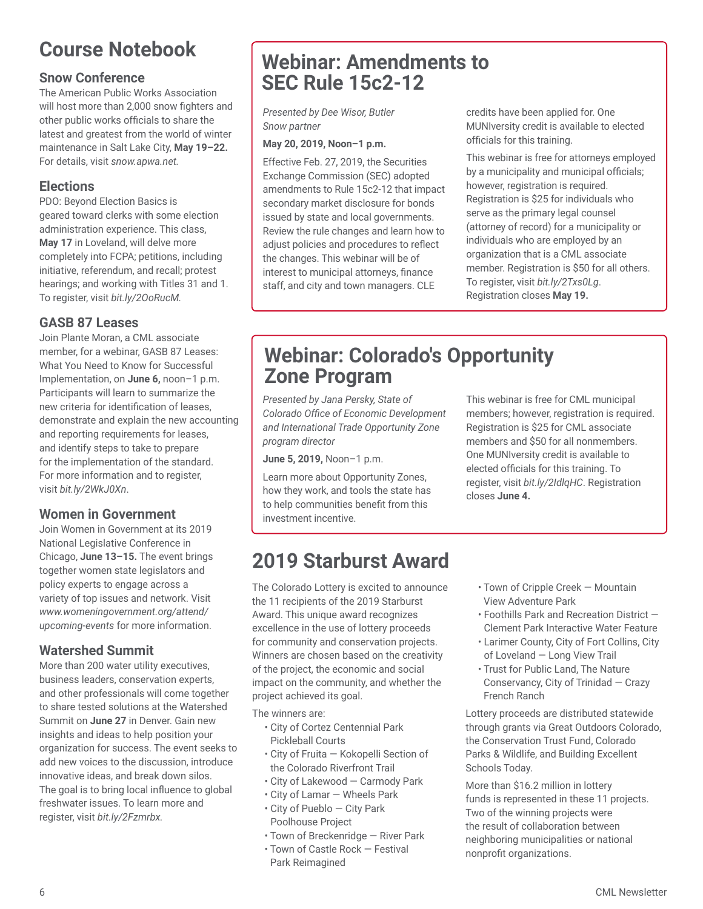# Course Notebook

### Snow Conference

The American Public Works Association will host more than 2,000 snow fighters and other public works officials to share the latest and greatest from the world of winter maintenance in Salt Lake City, **May 19–22.** For details, visit *snow.apwa.net.*

### Elections

PDO: Beyond Election Basics is geared toward clerks with some election administration experience. This class, **May 17** in Loveland, will delve more completely into FCPA; petitions, including initiative, referendum, and recall; protest hearings; and working with Titles 31 and 1. To register, visit *bit.ly/2OoRucM.*

### GASB 87 Leases

Join Plante Moran, a CML associate member, for a webinar, GASB 87 Leases: What You Need to Know for Successful Implementation, on **June 6,** noon–1 p.m. Participants will learn to summarize the new criteria for identification of leases, demonstrate and explain the new accounting and reporting requirements for leases, and identify steps to take to prepare for the implementation of the standard. For more information and to register, visit *bit.ly/2WkJ0Xn*.

### Women in Government

Join Women in Government at its 2019 National Legislative Conference in Chicago, **June 13–15.** The event brings together women state legislators and policy experts to engage across a variety of top issues and network. Visit *www.womeningovernment.org/attend/upcoming-events* for more information.

### Watershed Summit

More than 200 water utility executives, business leaders, conservation experts, and other professionals will come together to share tested solutions at the Watershed Summit on **June 27** in Denver. Gain new insights and ideas to help position your organization for success. The event seeks to add new voices to the discussion, introduce innovative ideas, and break down silos. The goal is to bring local influence to global freshwater issues. To learn more and register, visit *bit.ly/2Fzmrbx.*

## Webinar: Amendments to SEC Rule 15c2-12

*Presented by Dee Wisor, Butler Snow partner*

**May 20, 2019, Noon–1 p.m.**

Effective Feb. 27, 2019, the Securities Exchange Commission (SEC) adopted amendments to Rule 15c2-12 that impact secondary market disclosure for bonds issued by state and local governments. Review the rule changes and learn how to adjust policies and procedures to reflect the changes. This webinar will be of interest to municipal attorneys, finance staff, and city and town managers. CLE credits have been applied for. One MUNIversity credit is available to elected officials for this training.

This webinar is free for attorneys employed by a municipality and municipal officials; however, registration is required. Registration is $25 for individuals who serve as the primary legal counsel (attorney of record) for a municipality or individuals who are employed by an organization that is a CML associate member. Registration is $50 for all others. To register, visit *bit.ly/2Txs0Lg*. Registration closes **May 19.**

## Webinar: Colorado's Opportunity Zone Program

*Presented by Jana Persky, State of Colorado Office of Economic Development and International Trade Opportunity Zone program director*

**June 5, 2019,** Noon–1 p.m.

Learn more about Opportunity Zones, how they work, and tools the state has to help communities benefit from this investment incentive.

This webinar is free for CML municipal members; however, registration is required. Registration is $25 for CML associate members and $50 for all nonmembers. One MUNIversity credit is available to elected officials for this training. To register, visit *bit.ly/2IdlqHC*. Registration closes **June 4.**

## 2019 Starburst Award

The Colorado Lottery is excited to announce the 11 recipients of the 2019 Starburst Award. This unique award recognizes excellence in the use of lottery proceeds for community and conservation projects. Winners are chosen based on the creativity of the project, the economic and social impact on the community, and whether the project achieved its goal.

The winners are:

- City of Cortez Centennial Park Pickleball Courts
- City of Fruita — Kokopelli Section of the Colorado Riverfront Trail
- City of Lakewood — Carmody Park
- City of Lamar — Wheels Park
- City of Pueblo — City Park Poolhouse Project
- Town of Breckenridge — River Park
- Town of Castle Rock — Festival Park Reimagined
- Town of Cripple Creek — Mountain View Adventure Park
- Foothills Park and Recreation District — Clement Park Interactive Water Feature
- Larimer County, City of Fort Collins, City of Loveland — Long View Trail
- Trust for Public Land, The Nature Conservancy, City of Trinidad — Crazy French Ranch

Lottery proceeds are distributed statewide through grants via Great Outdoors Colorado, the Conservation Trust Fund, Colorado Parks & Wildlife, and Building Excellent Schools Today.

More than $16.2 million in lottery funds is represented in these 11 projects. Two of the winning projects were the result of collaboration between neighboring municipalities or national nonprofit organizations.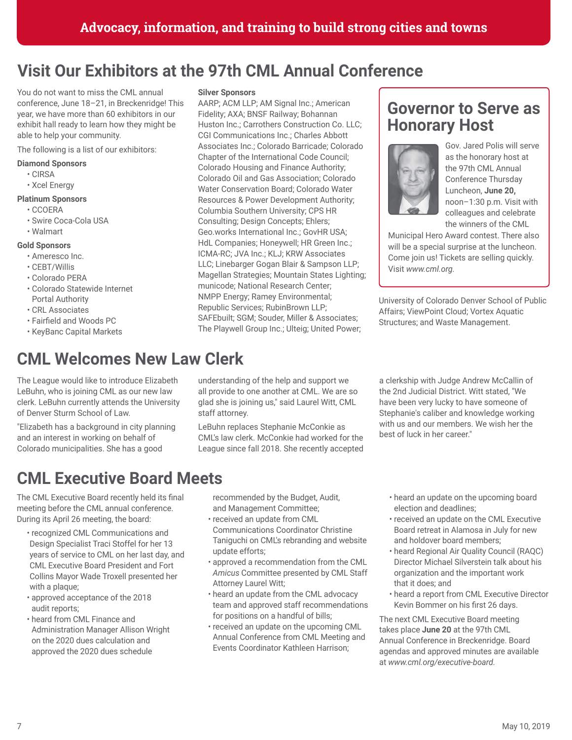# Advocacy, information, and training to build strong cities and towns

## Visit Our Exhibitors at the 97th CML Annual Conference

You do not want to miss the CML annual conference, June 18–21, in Breckenridge! This year, we have more than 60 exhibitors in our exhibit hall ready to learn how they might be able to help your community.

The following is a list of our exhibitors:

**Diamond Sponsors**

- CIRSA
- Xcel Energy

**Platinum Sponsors**

- CCOERA
- Swire Coca-Cola USA
- Walmart

**Gold Sponsors**

- Ameresco Inc.
- CEBT/Willis
- Colorado PERA
- Colorado Statewide Internet Portal Authority
- CRL Associates
- Fairfield and Woods PC
- KeyBanc Capital Markets

**Silver Sponsors**

AARP; ACM LLP; AM Signal Inc.; American Fidelity; AXA; BNSF Railway; Bohannan Huston Inc.; Carrothers Construction Co. LLC; CGI Communications Inc.; Charles Abbott Associates Inc.; Colorado Barricade; Colorado Chapter of the International Code Council; Colorado Housing and Finance Authority; Colorado Oil and Gas Association; Colorado Water Conservation Board; Colorado Water Resources & Power Development Authority; Columbia Southern University; CPS HR Consulting; Design Concepts; Ehlers; Geo.works International Inc.; GovHR USA; HdL Companies; Honeywell; HR Green Inc.; ICMA-RC; JVA Inc.; KLJ; KRW Associates LLC; Linebarger Gogan Blair & Sampson LLP; Magellan Strategies; Mountain States Lighting; municode; National Research Center; NMPP Energy; Ramey Environmental; Republic Services; RubinBrown LLP; SAFEbuilt; SGM; Souder, Miller & Associates; The Playwell Group Inc.; Ulteig; United Power; University of Colorado Denver School of Public Affairs; ViewPoint Cloud; Vortex Aquatic Structures; and Waste Management.

### Governor to Serve as Honorary Host

Gov. Jared Polis will serve as the honorary host at the 97th CML Annual Conference Thursday Luncheon, **June 20,** noon–1:30 p.m. Visit with colleagues and celebrate the winners of the CML Municipal Hero Award contest. There also will be a special surprise at the luncheon. Come join us! Tickets are selling quickly. Visit *www.cml.org*.

## CML Welcomes New Law Clerk

The League would like to introduce Elizabeth LeBuhn, who is joining CML as our new law clerk. LeBuhn currently attends the University of Denver Sturm School of Law.

"Elizabeth has a background in city planning and an interest in working on behalf of Colorado municipalities. She has a good understanding of the help and support we all provide to one another at CML. We are so glad she is joining us," said Laurel Witt, CML staff attorney.

LeBuhn replaces Stephanie McConkie as CML's law clerk. McConkie had worked for the League since fall 2018. She recently accepted a clerkship with Judge Andrew McCallin of the 2nd Judicial District. Witt stated, "We have been very lucky to have someone of Stephanie's caliber and knowledge working with us and our members. We wish her the best of luck in her career."

## CML Executive Board Meets

The CML Executive Board recently held its final meeting before the CML annual conference. During its April 26 meeting, the board:

- recognized CML Communications and Design Specialist Traci Stoffel for her 13 years of service to CML on her last day, and CML Executive Board President and Fort Collins Mayor Wade Troxell presented her with a plaque;
- approved acceptance of the 2018 audit reports;
- heard from CML Finance and Administration Manager Allison Wright on the 2020 dues calculation and approved the 2020 dues schedule recommended by the Budget, Audit, and Management Committee;
- received an update from CML Communications Coordinator Christine Taniguchi on CML's rebranding and website update efforts;
- approved a recommendation from the CML *Amicus* Committee presented by CML Staff Attorney Laurel Witt;
- heard an update from the CML advocacy team and approved staff recommendations for positions on a handful of bills;
- received an update on the upcoming CML Annual Conference from CML Meeting and Events Coordinator Kathleen Harrison;
- heard an update on the upcoming board election and deadlines;
- received an update on the CML Executive Board retreat in Alamosa in July for new and holdover board members;
- heard Regional Air Quality Council (RAQC) Director Michael Silverstein talk about his organization and the important work that it does; and
- heard a report from CML Executive Director Kevin Bommer on his first 26 days.

The next CML Executive Board meeting takes place **June 20** at the 97th CML Annual Conference in Breckenridge. Board agendas and approved minutes are available at *www.cml.org/executive-board*.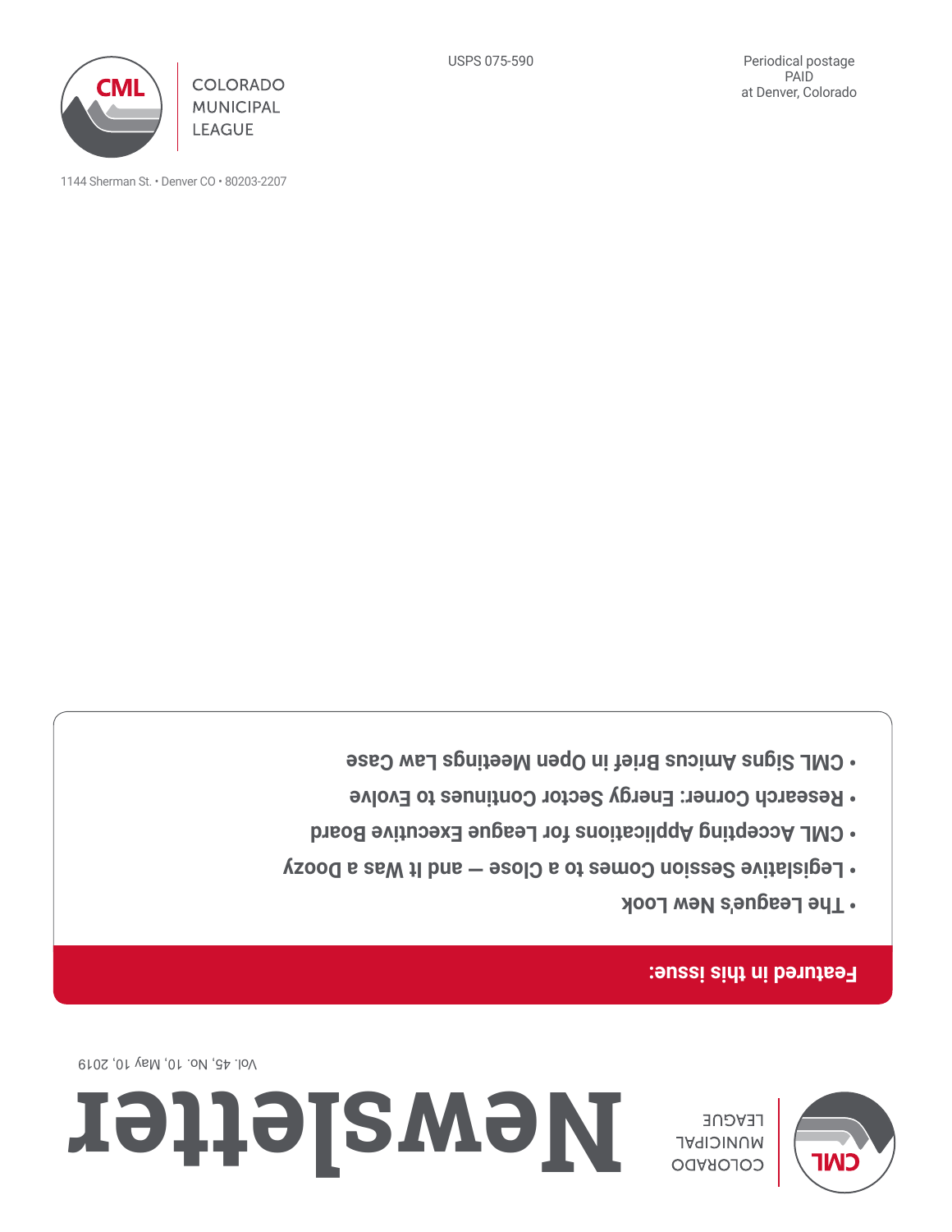COLORADO MUNICIPAL LEAGUE

1144 Sherman St. • Denver CO • 80203-2207

USPS 075-590

Periodical postage PAID at Denver, Colorado

COLORADO MUNICIPAL LEAGUE

# Newsletter

Vol. 45, No. 10, May 10, 2019

**Featured in this issue:**

- **The League's New Look**
- **Legislative Session Comes to a Close — and It Was a Doozy**
- **CML Accepting Applications for League Executive Board**
- **Research Corner: Energy Sector Continues to Evolve**
- **CML Signs Amicus Brief in Open Meetings Law Case**